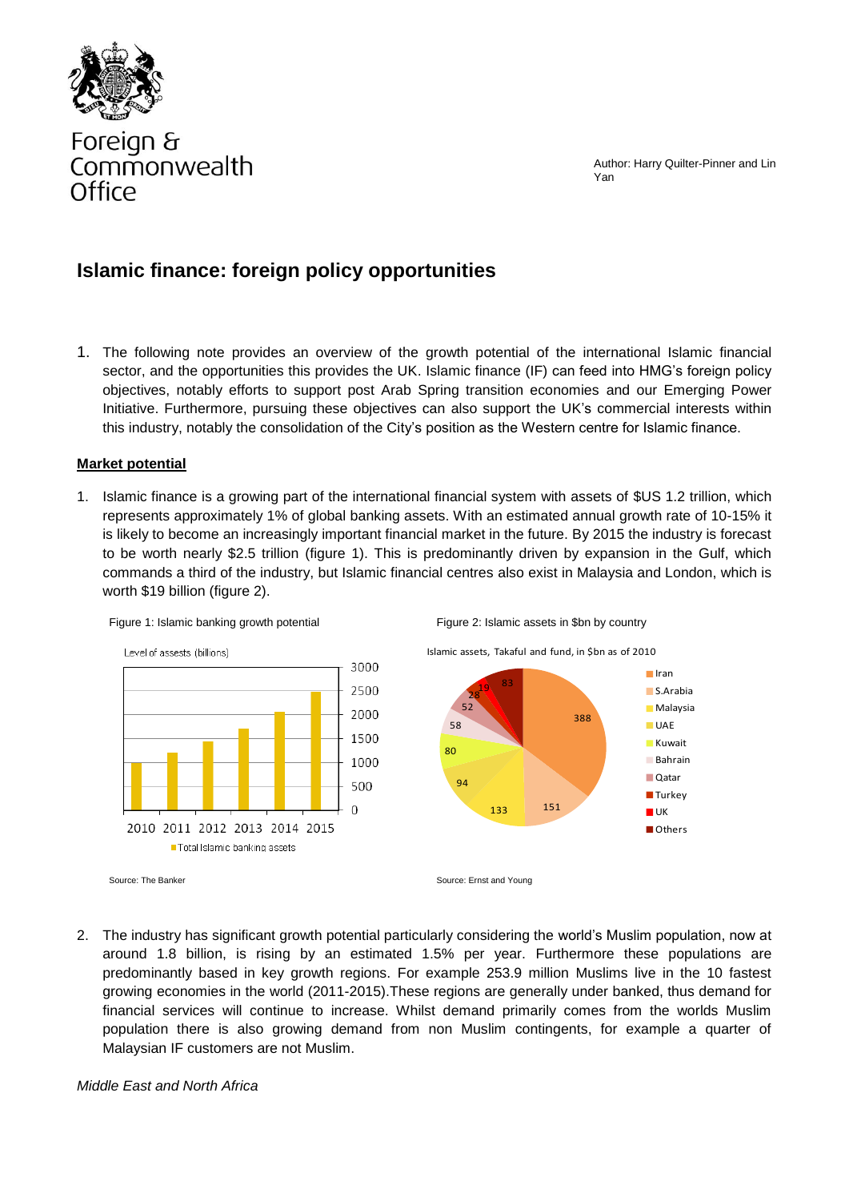Foreign & Commonwealth Office

Author: Harry Quilter-Pinner and Lin Yan

# Islamic finance: foreign policy opportunities

1. The following note provides an overview of the growth potential of the international Islamic financial sector, and the opportunities this provides the UK. Islamic finance (IF) can feed into HMG's foreign policy objectives, notably efforts to support post Arab Spring transition economies and our Emerging Power Initiative. Furthermore, pursuing these objectives can also support the UK's commercial interests within this industry, notably the consolidation of the City's position as the Western centre for Islamic finance.

**Market potential**

1. Islamic finance is a growing part of the international financial system with assets of $US 1.2 trillion, which represents approximately 1% of global banking assets. With an estimated annual growth rate of 10-15% it is likely to become an increasingly important financial market in the future. By 2015 the industry is forecast to be worth nearly $2.5 trillion (figure 1). This is predominantly driven by expansion in the Gulf, which commands a third of the industry, but Islamic financial centres also exist in Malaysia and London, which is worth $19 billion (figure 2).

Figure 1: Islamic banking growth potential

Source: The Banker

Figure 2: Islamic assets in $bn by country

Source: Ernst and Young

2. The industry has significant growth potential particularly considering the world's Muslim population, now at around 1.8 billion, is rising by an estimated 1.5% per year. Furthermore these populations are predominantly based in key growth regions. For example 253.9 million Muslims live in the 10 fastest growing economies in the world (2011-2015).These regions are generally under banked, thus demand for financial services will continue to increase. Whilst demand primarily comes from the worlds Muslim population there is also growing demand from non Muslim contingents, for example a quarter of Malaysian IF customers are not Muslim.

*Middle East and North Africa*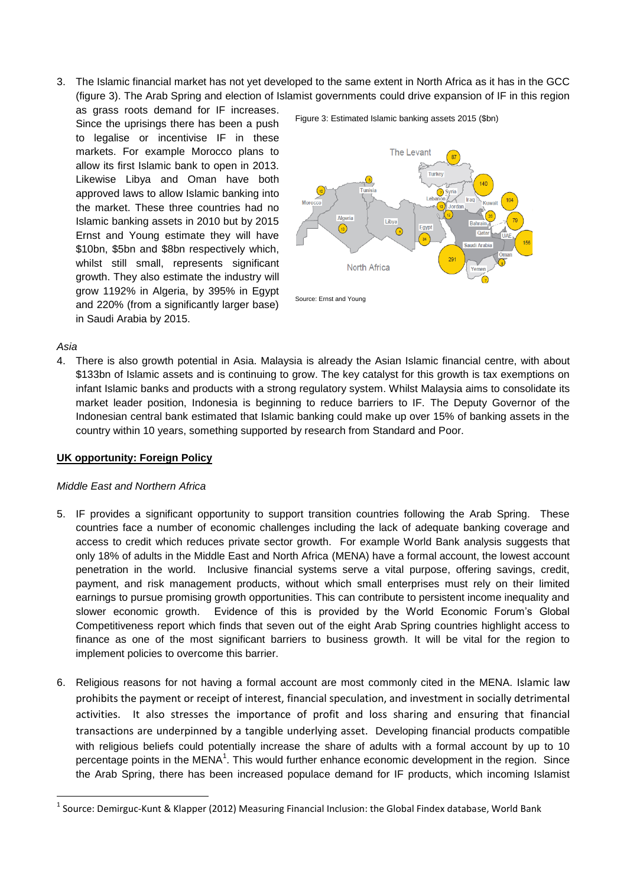3. The Islamic financial market has not yet developed to the same extent in North Africa as it has in the GCC (figure 3). The Arab Spring and election of Islamist governments could drive expansion of IF in this region as grass roots demand for IF increases. Since the uprisings there has been a push to legalise or incentivise IF in these markets. For example Morocco plans to allow its first Islamic bank to open in 2013. Likewise Libya and Oman have both approved laws to allow Islamic banking into the market. These three countries had no Islamic banking assets in 2010 but by 2015 Ernst and Young estimate they will have \$10bn, \$5bn and \$8bn respectively which, whilst still small, represents significant growth. They also estimate the industry will grow 1192% in Algeria, by 395% in Egypt and 220% (from a significantly larger base) in Saudi Arabia by 2015.

Figure 3: Estimated Islamic banking assets 2015 (\$bn)

Source: Ernst and Young

*Asia*

4. There is also growth potential in Asia. Malaysia is already the Asian Islamic financial centre, with about \$133bn of Islamic assets and is continuing to grow. The key catalyst for this growth is tax exemptions on infant Islamic banks and products with a strong regulatory system. Whilst Malaysia aims to consolidate its market leader position, Indonesia is beginning to reduce barriers to IF. The Deputy Governor of the Indonesian central bank estimated that Islamic banking could make up over 15% of banking assets in the country within 10 years, something supported by research from Standard and Poor.

**UK opportunity: Foreign Policy**

*Middle East and Northern Africa*

5. IF provides a significant opportunity to support transition countries following the Arab Spring. These countries face a number of economic challenges including the lack of adequate banking coverage and access to credit which reduces private sector growth. For example World Bank analysis suggests that only 18% of adults in the Middle East and North Africa (MENA) have a formal account, the lowest account penetration in the world. Inclusive financial systems serve a vital purpose, offering savings, credit, payment, and risk management products, without which small enterprises must rely on their limited earnings to pursue promising growth opportunities. This can contribute to persistent income inequality and slower economic growth. Evidence of this is provided by the World Economic Forum's Global Competitiveness report which finds that seven out of the eight Arab Spring countries highlight access to finance as one of the most significant barriers to business growth. It will be vital for the region to implement policies to overcome this barrier.

6. Religious reasons for not having a formal account are most commonly cited in the MENA. Islamic law prohibits the payment or receipt of interest, financial speculation, and investment in socially detrimental activities. It also stresses the importance of profit and loss sharing and ensuring that financial transactions are underpinned by a tangible underlying asset. Developing financial products compatible with religious beliefs could potentially increase the share of adults with a formal account by up to 10 percentage points in the MENA[1]. This would further enhance economic development in the region. Since the Arab Spring, there has been increased populace demand for IF products, which incoming Islamist

---

[1] Source: Demirguc-Kunt & Klapper (2012) Measuring Financial Inclusion: the Global Findex database, World Bank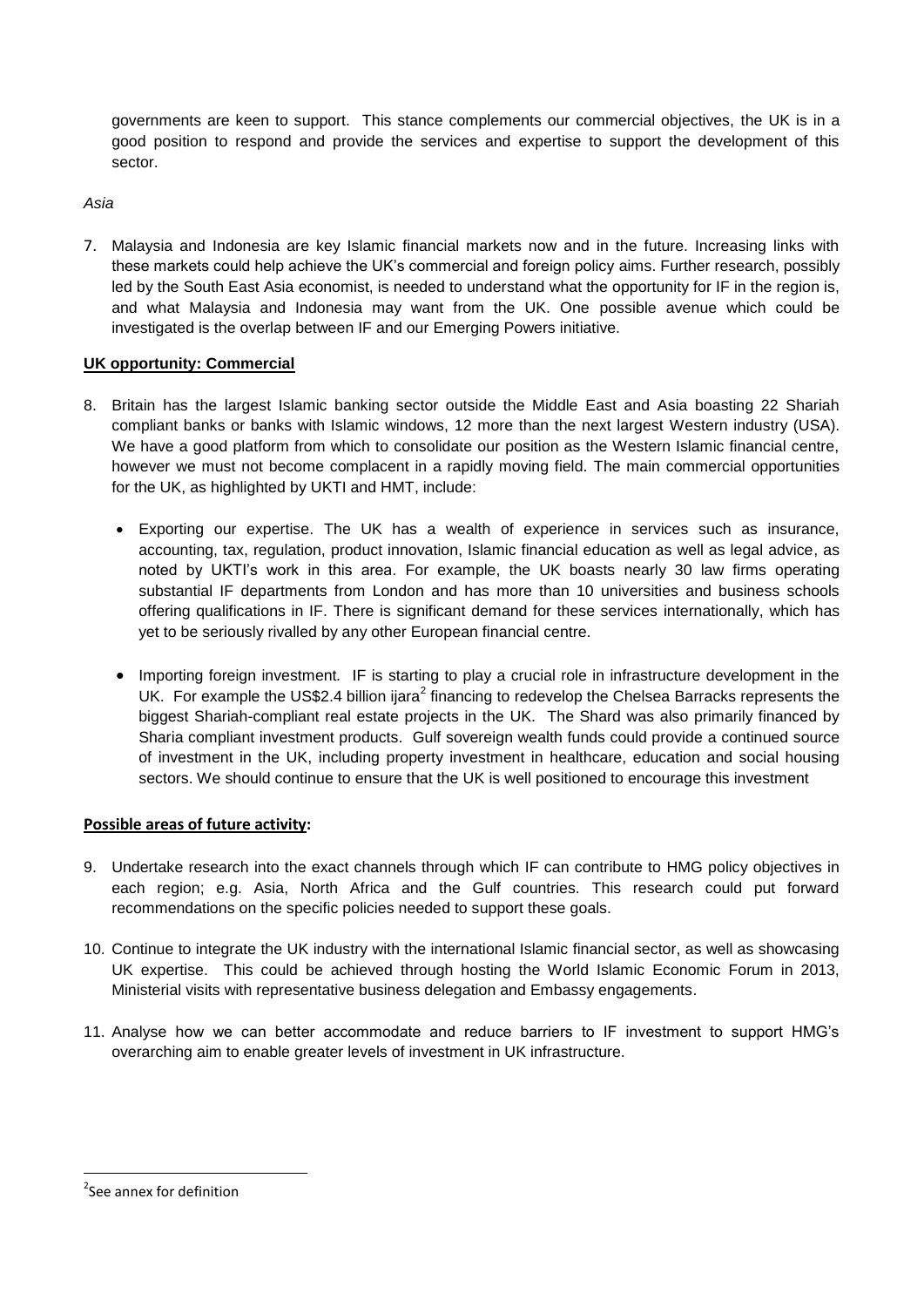governments are keen to support. This stance complements our commercial objectives, the UK is in a good position to respond and provide the services and expertise to support the development of this sector.

*Asia*

7. Malaysia and Indonesia are key Islamic financial markets now and in the future. Increasing links with these markets could help achieve the UK's commercial and foreign policy aims. Further research, possibly led by the South East Asia economist, is needed to understand what the opportunity for IF in the region is, and what Malaysia and Indonesia may want from the UK. One possible avenue which could be investigated is the overlap between IF and our Emerging Powers initiative.

**UK opportunity: Commercial**

8. Britain has the largest Islamic banking sector outside the Middle East and Asia boasting 22 Shariah compliant banks or banks with Islamic windows, 12 more than the next largest Western industry (USA). We have a good platform from which to consolidate our position as the Western Islamic financial centre, however we must not become complacent in a rapidly moving field. The main commercial opportunities for the UK, as highlighted by UKTI and HMT, include:

   - Exporting our expertise. The UK has a wealth of experience in services such as insurance, accounting, tax, regulation, product innovation, Islamic financial education as well as legal advice, as noted by UKTI's work in this area. For example, the UK boasts nearly 30 law firms operating substantial IF departments from London and has more than 10 universities and business schools offering qualifications in IF. There is significant demand for these services internationally, which has yet to be seriously rivalled by any other European financial centre.

   - Importing foreign investment. IF is starting to play a crucial role in infrastructure development in the UK. For example the US$2.4 billion ijara[2] financing to redevelop the Chelsea Barracks represents the biggest Shariah-compliant real estate projects in the UK. The Shard was also primarily financed by Sharia compliant investment products. Gulf sovereign wealth funds could provide a continued source of investment in the UK, including property investment in healthcare, education and social housing sectors. We should continue to ensure that the UK is well positioned to encourage this investment

**Possible areas of future activity:**

9. Undertake research into the exact channels through which IF can contribute to HMG policy objectives in each region; e.g. Asia, North Africa and the Gulf countries. This research could put forward recommendations on the specific policies needed to support these goals.

10. Continue to integrate the UK industry with the international Islamic financial sector, as well as showcasing UK expertise. This could be achieved through hosting the World Islamic Economic Forum in 2013, Ministerial visits with representative business delegation and Embassy engagements.

11. Analyse how we can better accommodate and reduce barriers to IF investment to support HMG's overarching aim to enable greater levels of investment in UK infrastructure.

[2] See annex for definition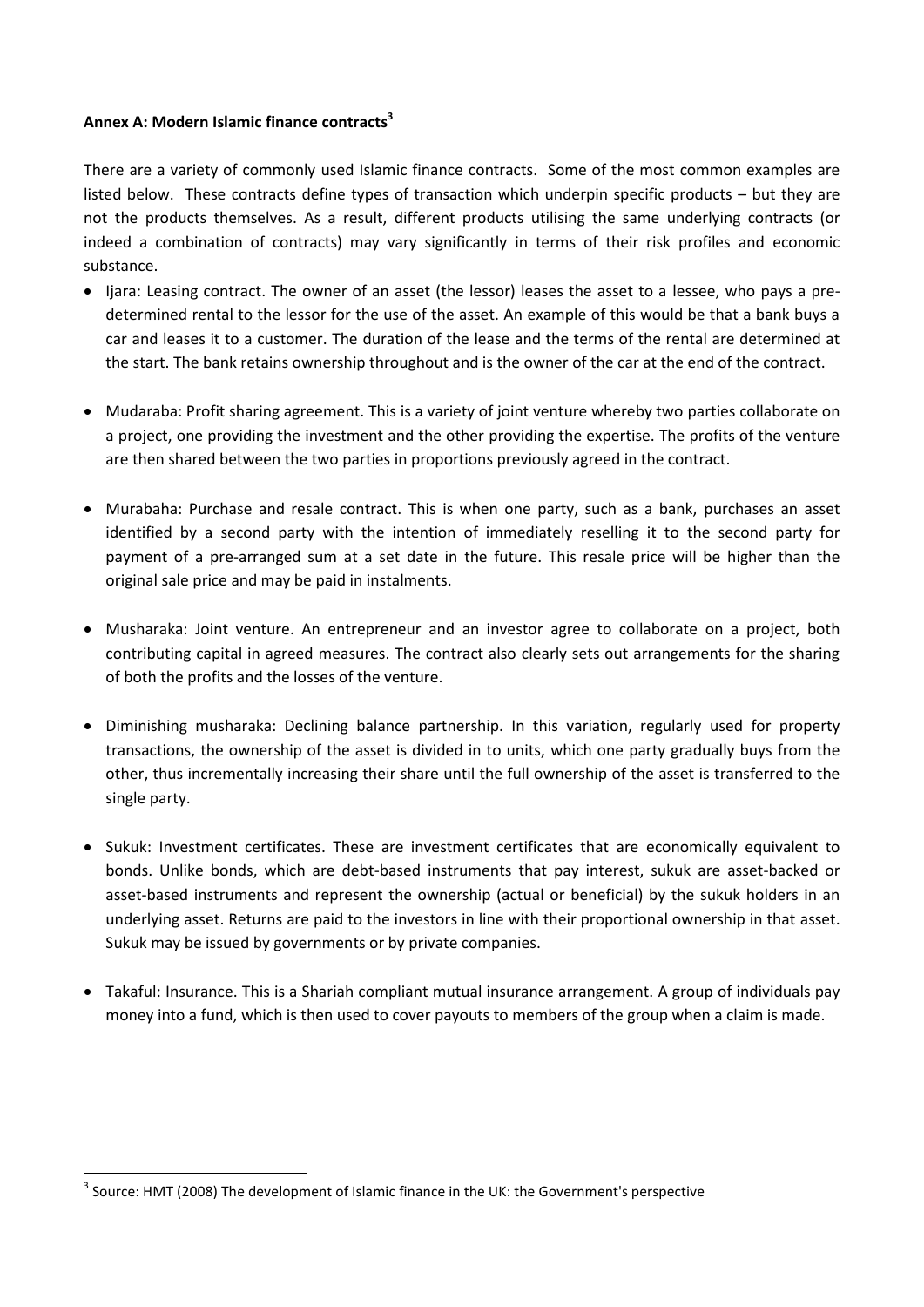**Annex A: Modern Islamic finance contracts**[3]

There are a variety of commonly used Islamic finance contracts. Some of the most common examples are listed below. These contracts define types of transaction which underpin specific products – but they are not the products themselves. As a result, different products utilising the same underlying contracts (or indeed a combination of contracts) may vary significantly in terms of their risk profiles and economic substance.

- Ijara: Leasing contract. The owner of an asset (the lessor) leases the asset to a lessee, who pays a pre-determined rental to the lessor for the use of the asset. An example of this would be that a bank buys a car and leases it to a customer. The duration of the lease and the terms of the rental are determined at the start. The bank retains ownership throughout and is the owner of the car at the end of the contract.

- Mudaraba: Profit sharing agreement. This is a variety of joint venture whereby two parties collaborate on a project, one providing the investment and the other providing the expertise. The profits of the venture are then shared between the two parties in proportions previously agreed in the contract.

- Murabaha: Purchase and resale contract. This is when one party, such as a bank, purchases an asset identified by a second party with the intention of immediately reselling it to the second party for payment of a pre-arranged sum at a set date in the future. This resale price will be higher than the original sale price and may be paid in instalments.

- Musharaka: Joint venture. An entrepreneur and an investor agree to collaborate on a project, both contributing capital in agreed measures. The contract also clearly sets out arrangements for the sharing of both the profits and the losses of the venture.

- Diminishing musharaka: Declining balance partnership. In this variation, regularly used for property transactions, the ownership of the asset is divided in to units, which one party gradually buys from the other, thus incrementally increasing their share until the full ownership of the asset is transferred to the single party.

- Sukuk: Investment certificates. These are investment certificates that are economically equivalent to bonds. Unlike bonds, which are debt-based instruments that pay interest, sukuk are asset-backed or asset-based instruments and represent the ownership (actual or beneficial) by the sukuk holders in an underlying asset. Returns are paid to the investors in line with their proportional ownership in that asset. Sukuk may be issued by governments or by private companies.

- Takaful: Insurance. This is a Shariah compliant mutual insurance arrangement. A group of individuals pay money into a fund, which is then used to cover payouts to members of the group when a claim is made.

[3] Source: HMT (2008) The development of Islamic finance in the UK: the Government's perspective